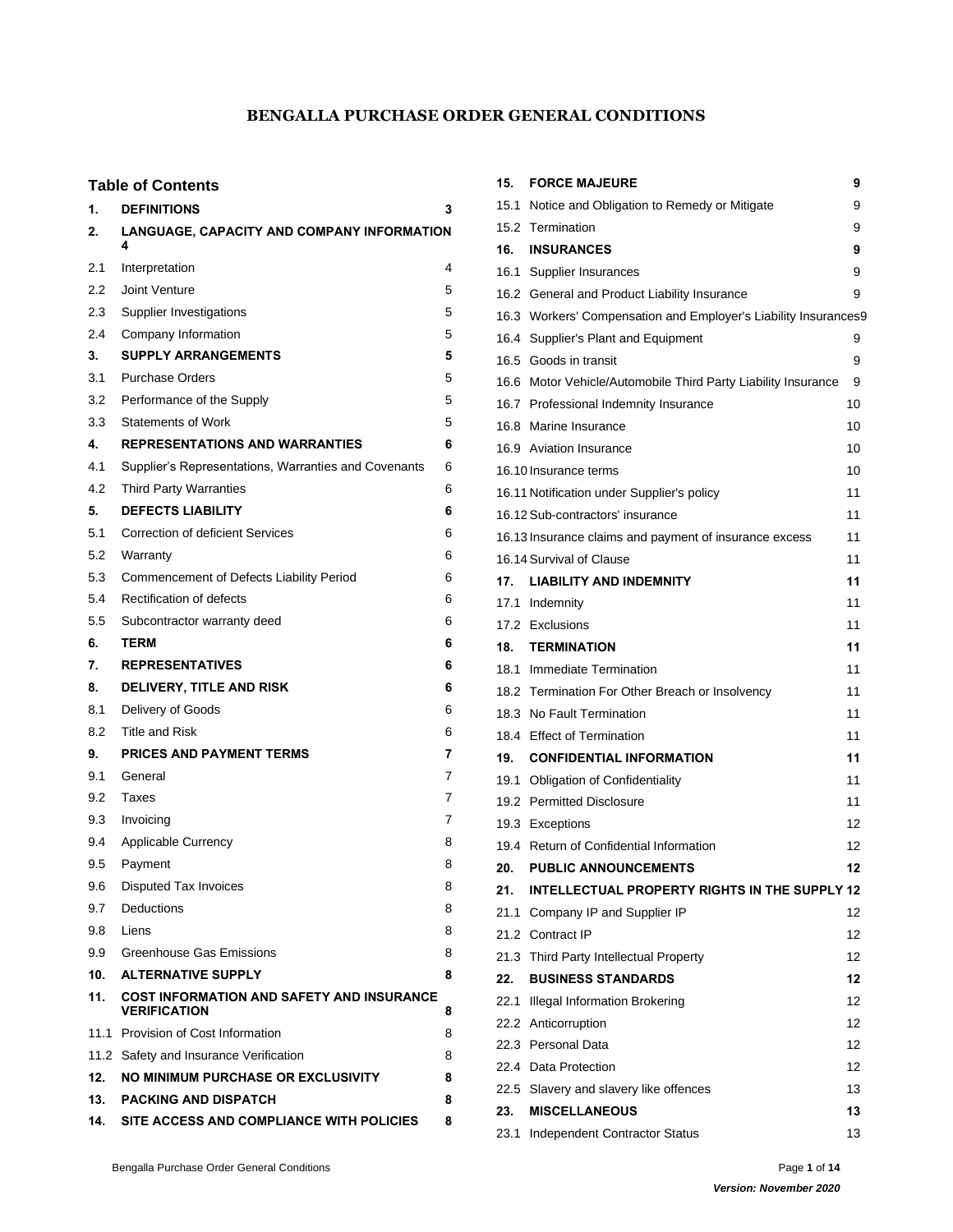# BENGALLA PURCHASE ORDER GENERAL CONDITIONS

## Table of Contents

| | | |
|---|---|---|
| **1.** | **DEFINITIONS** | **3** |
| **2.** | **LANGUAGE, CAPACITY AND COMPANY INFORMATION** | **4** |
| 2.1 | Interpretation | 4 |
| 2.2 | Joint Venture | 5 |
| 2.3 | Supplier Investigations | 5 |
| 2.4 | Company Information | 5 |
| **3.** | **SUPPLY ARRANGEMENTS** | **5** |
| 3.1 | Purchase Orders | 5 |
| 3.2 | Performance of the Supply | 5 |
| 3.3 | Statements of Work | 5 |
| **4.** | **REPRESENTATIONS AND WARRANTIES** | **6** |
| 4.1 | Supplier's Representations, Warranties and Covenants | 6 |
| 4.2 | Third Party Warranties | 6 |
| **5.** | **DEFECTS LIABILITY** | **6** |
| 5.1 | Correction of deficient Services | 6 |
| 5.2 | Warranty | 6 |
| 5.3 | Commencement of Defects Liability Period | 6 |
| 5.4 | Rectification of defects | 6 |
| 5.5 | Subcontractor warranty deed | 6 |
| **6.** | **TERM** | **6** |
| **7.** | **REPRESENTATIVES** | **6** |
| **8.** | **DELIVERY, TITLE AND RISK** | **6** |
| 8.1 | Delivery of Goods | 6 |
| 8.2 | Title and Risk | 6 |
| **9.** | **PRICES AND PAYMENT TERMS** | **7** |
| 9.1 | General | 7 |
| 9.2 | Taxes | 7 |
| 9.3 | Invoicing | 7 |
| 9.4 | Applicable Currency | 8 |
| 9.5 | Payment | 8 |
| 9.6 | Disputed Tax Invoices | 8 |
| 9.7 | Deductions | 8 |
| 9.8 | Liens | 8 |
| 9.9 | Greenhouse Gas Emissions | 8 |
| **10.** | **ALTERNATIVE SUPPLY** | **8** |
| **11.** | **COST INFORMATION AND SAFETY AND INSURANCE VERIFICATION** | **8** |
| 11.1 | Provision of Cost Information | 8 |
| 11.2 | Safety and Insurance Verification | 8 |
| **12.** | **NO MINIMUM PURCHASE OR EXCLUSIVITY** | **8** |
| **13.** | **PACKING AND DISPATCH** | **8** |
| **14.** | **SITE ACCESS AND COMPLIANCE WITH POLICIES** | **8** |
| **15.** | **FORCE MAJEURE** | **9** |
| 15.1 | Notice and Obligation to Remedy or Mitigate | 9 |
| 15.2 | Termination | 9 |
| **16.** | **INSURANCES** | **9** |
| 16.1 | Supplier Insurances | 9 |
| 16.2 | General and Product Liability Insurance | 9 |
| 16.3 | Workers' Compensation and Employer's Liability Insurances | 9 |
| 16.4 | Supplier's Plant and Equipment | 9 |
| 16.5 | Goods in transit | 9 |
| 16.6 | Motor Vehicle/Automobile Third Party Liability Insurance | 9 |
| 16.7 | Professional Indemnity Insurance | 10 |
| 16.8 | Marine Insurance | 10 |
| 16.9 | Aviation Insurance | 10 |
| 16.10 | Insurance terms | 10 |
| 16.11 | Notification under Supplier's policy | 11 |
| 16.12 | Sub-contractors' insurance | 11 |
| 16.13 | Insurance claims and payment of insurance excess | 11 |
| 16.14 | Survival of Clause | 11 |
| **17.** | **LIABILITY AND INDEMNITY** | **11** |
| 17.1 | Indemnity | 11 |
| 17.2 | Exclusions | 11 |
| **18.** | **TERMINATION** | **11** |
| 18.1 | Immediate Termination | 11 |
| 18.2 | Termination For Other Breach or Insolvency | 11 |
| 18.3 | No Fault Termination | 11 |
| 18.4 | Effect of Termination | 11 |
| **19.** | **CONFIDENTIAL INFORMATION** | **11** |
| 19.1 | Obligation of Confidentiality | 11 |
| 19.2 | Permitted Disclosure | 11 |
| 19.3 | Exceptions | 12 |
| 19.4 | Return of Confidential Information | 12 |
| **20.** | **PUBLIC ANNOUNCEMENTS** | **12** |
| **21.** | **INTELLECTUAL PROPERTY RIGHTS IN THE SUPPLY** | **12** |
| 21.1 | Company IP and Supplier IP | 12 |
| 21.2 | Contract IP | 12 |
| 21.3 | Third Party Intellectual Property | 12 |
| **22.** | **BUSINESS STANDARDS** | **12** |
| 22.1 | Illegal Information Brokering | 12 |
| 22.2 | Anticorruption | 12 |
| 22.3 | Personal Data | 12 |
| 22.4 | Data Protection | 12 |
| 22.5 | Slavery and slavery like offences | 13 |
| **23.** | **MISCELLANEOUS** | **13** |
| 23.1 | Independent Contractor Status | 13 |

*Version: November 2020*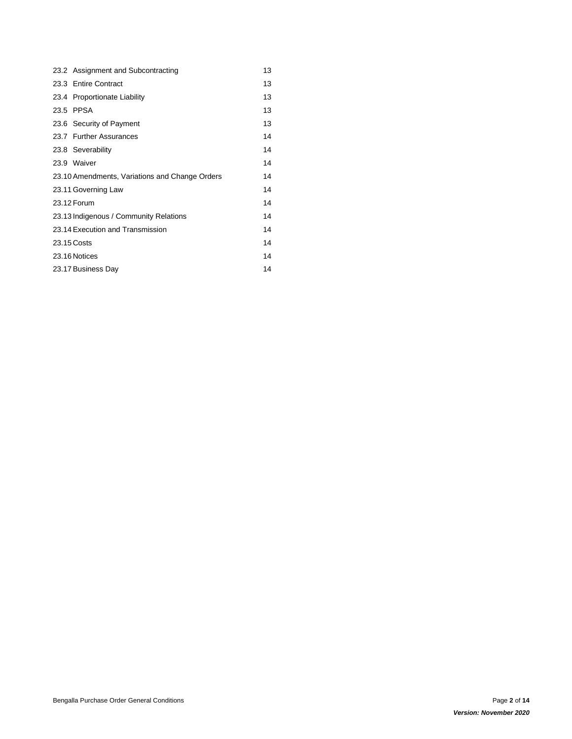| | |
|---|---|
| 23.2 Assignment and Subcontracting | 13 |
| 23.3 Entire Contract | 13 |
| 23.4 Proportionate Liability | 13 |
| 23.5 PPSA | 13 |
| 23.6 Security of Payment | 13 |
| 23.7 Further Assurances | 14 |
| 23.8 Severability | 14 |
| 23.9 Waiver | 14 |
| 23.10 Amendments, Variations and Change Orders | 14 |
| 23.11 Governing Law | 14 |
| 23.12 Forum | 14 |
| 23.13 Indigenous / Community Relations | 14 |
| 23.14 Execution and Transmission | 14 |
| 23.15 Costs | 14 |
| 23.16 Notices | 14 |
| 23.17 Business Day | 14 |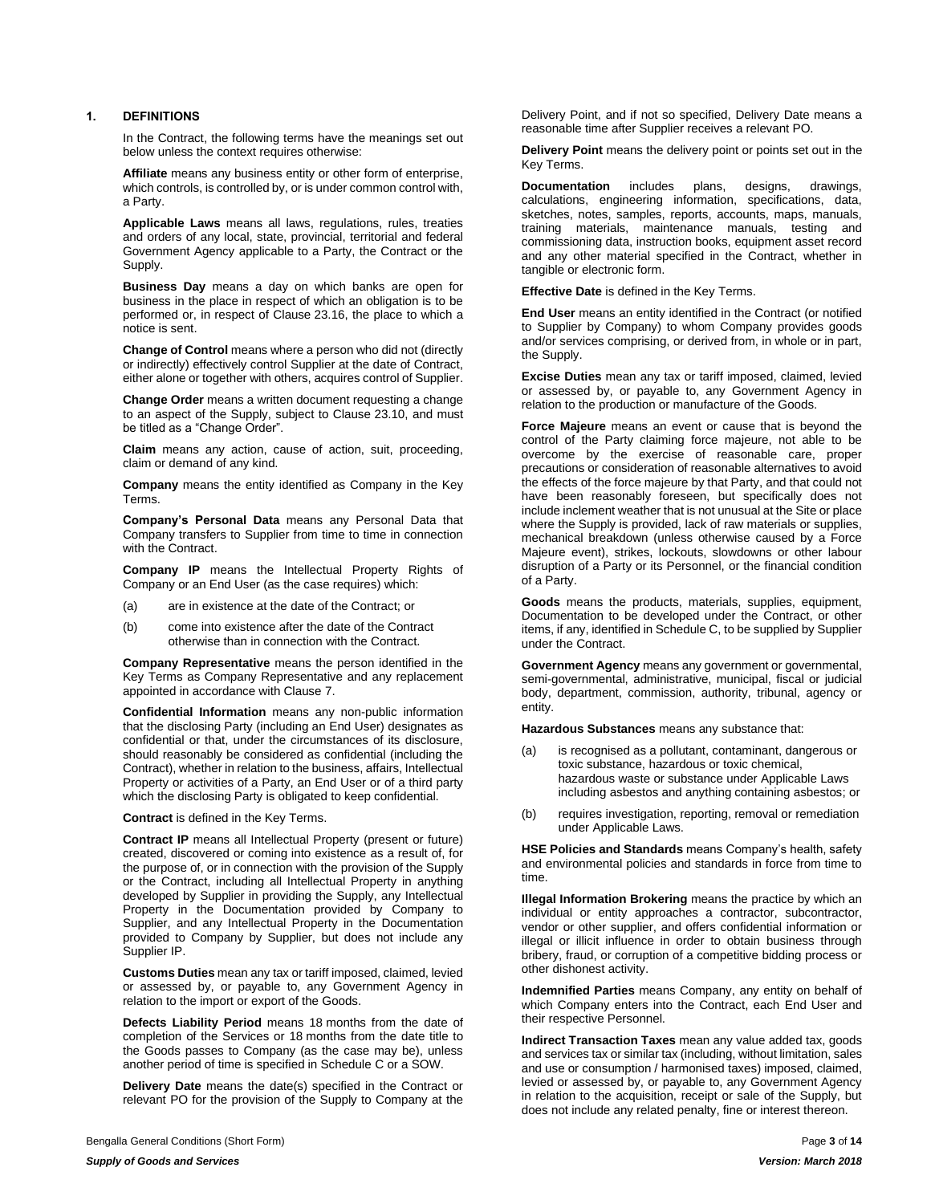## 1. DEFINITIONS

In the Contract, the following terms have the meanings set out below unless the context requires otherwise:

**Affiliate** means any business entity or other form of enterprise, which controls, is controlled by, or is under common control with, a Party.

**Applicable Laws** means all laws, regulations, rules, treaties and orders of any local, state, provincial, territorial and federal Government Agency applicable to a Party, the Contract or the Supply.

**Business Day** means a day on which banks are open for business in the place in respect of which an obligation is to be performed or, in respect of Clause 23.16, the place to which a notice is sent.

**Change of Control** means where a person who did not (directly or indirectly) effectively control Supplier at the date of Contract, either alone or together with others, acquires control of Supplier.

**Change Order** means a written document requesting a change to an aspect of the Supply, subject to Clause 23.10, and must be titled as a "Change Order".

**Claim** means any action, cause of action, suit, proceeding, claim or demand of any kind.

**Company** means the entity identified as Company in the Key Terms.

**Company's Personal Data** means any Personal Data that Company transfers to Supplier from time to time in connection with the Contract.

**Company IP** means the Intellectual Property Rights of Company or an End User (as the case requires) which:

(a) are in existence at the date of the Contract; or

(b) come into existence after the date of the Contract otherwise than in connection with the Contract.

**Company Representative** means the person identified in the Key Terms as Company Representative and any replacement appointed in accordance with Clause 7.

**Confidential Information** means any non-public information that the disclosing Party (including an End User) designates as confidential or that, under the circumstances of its disclosure, should reasonably be considered as confidential (including the Contract), whether in relation to the business, affairs, Intellectual Property or activities of a Party, an End User or of a third party which the disclosing Party is obligated to keep confidential.

**Contract** is defined in the Key Terms.

**Contract IP** means all Intellectual Property (present or future) created, discovered or coming into existence as a result of, for the purpose of, or in connection with the provision of the Supply or the Contract, including all Intellectual Property in anything developed by Supplier in providing the Supply, any Intellectual Property in the Documentation provided by Company to Supplier, and any Intellectual Property in the Documentation provided to Company by Supplier, but does not include any Supplier IP.

**Customs Duties** mean any tax or tariff imposed, claimed, levied or assessed by, or payable to, any Government Agency in relation to the import or export of the Goods.

**Defects Liability Period** means 18 months from the date of completion of the Services or 18 months from the date title to the Goods passes to Company (as the case may be), unless another period of time is specified in Schedule C or a SOW.

**Delivery Date** means the date(s) specified in the Contract or relevant PO for the provision of the Supply to Company at the Delivery Point, and if not so specified, Delivery Date means a reasonable time after Supplier receives a relevant PO.

**Delivery Point** means the delivery point or points set out in the Key Terms.

**Documentation** includes plans, designs, drawings, calculations, engineering information, specifications, data, sketches, notes, samples, reports, accounts, maps, manuals, training materials, maintenance manuals, testing and commissioning data, instruction books, equipment asset record and any other material specified in the Contract, whether in tangible or electronic form.

**Effective Date** is defined in the Key Terms.

**End User** means an entity identified in the Contract (or notified to Supplier by Company) to whom Company provides goods and/or services comprising, or derived from, in whole or in part, the Supply.

**Excise Duties** mean any tax or tariff imposed, claimed, levied or assessed by, or payable to, any Government Agency in relation to the production or manufacture of the Goods.

**Force Majeure** means an event or cause that is beyond the control of the Party claiming force majeure, not able to be overcome by the exercise of reasonable care, proper precautions or consideration of reasonable alternatives to avoid the effects of the force majeure by that Party, and that could not have been reasonably foreseen, but specifically does not include inclement weather that is not unusual at the Site or place where the Supply is provided, lack of raw materials or supplies, mechanical breakdown (unless otherwise caused by a Force Majeure event), strikes, lockouts, slowdowns or other labour disruption of a Party or its Personnel, or the financial condition of a Party.

**Goods** means the products, materials, supplies, equipment, Documentation to be developed under the Contract, or other items, if any, identified in Schedule C, to be supplied by Supplier under the Contract.

**Government Agency** means any government or governmental, semi-governmental, administrative, municipal, fiscal or judicial body, department, commission, authority, tribunal, agency or entity.

**Hazardous Substances** means any substance that:

(a) is recognised as a pollutant, contaminant, dangerous or toxic substance, hazardous or toxic chemical, hazardous waste or substance under Applicable Laws including asbestos and anything containing asbestos; or

(b) requires investigation, reporting, removal or remediation under Applicable Laws.

**HSE Policies and Standards** means Company's health, safety and environmental policies and standards in force from time to time.

**Illegal Information Brokering** means the practice by which an individual or entity approaches a contractor, subcontractor, vendor or other supplier, and offers confidential information or illegal or illicit influence in order to obtain business through bribery, fraud, or corruption of a competitive bidding process or other dishonest activity.

**Indemnified Parties** means Company, any entity on behalf of which Company enters into the Contract, each End User and their respective Personnel.

**Indirect Transaction Taxes** mean any value added tax, goods and services tax or similar tax (including, without limitation, sales and use or consumption / harmonised taxes) imposed, claimed, levied or assessed by, or payable to, any Government Agency in relation to the acquisition, receipt or sale of the Supply, but does not include any related penalty, fine or interest thereon.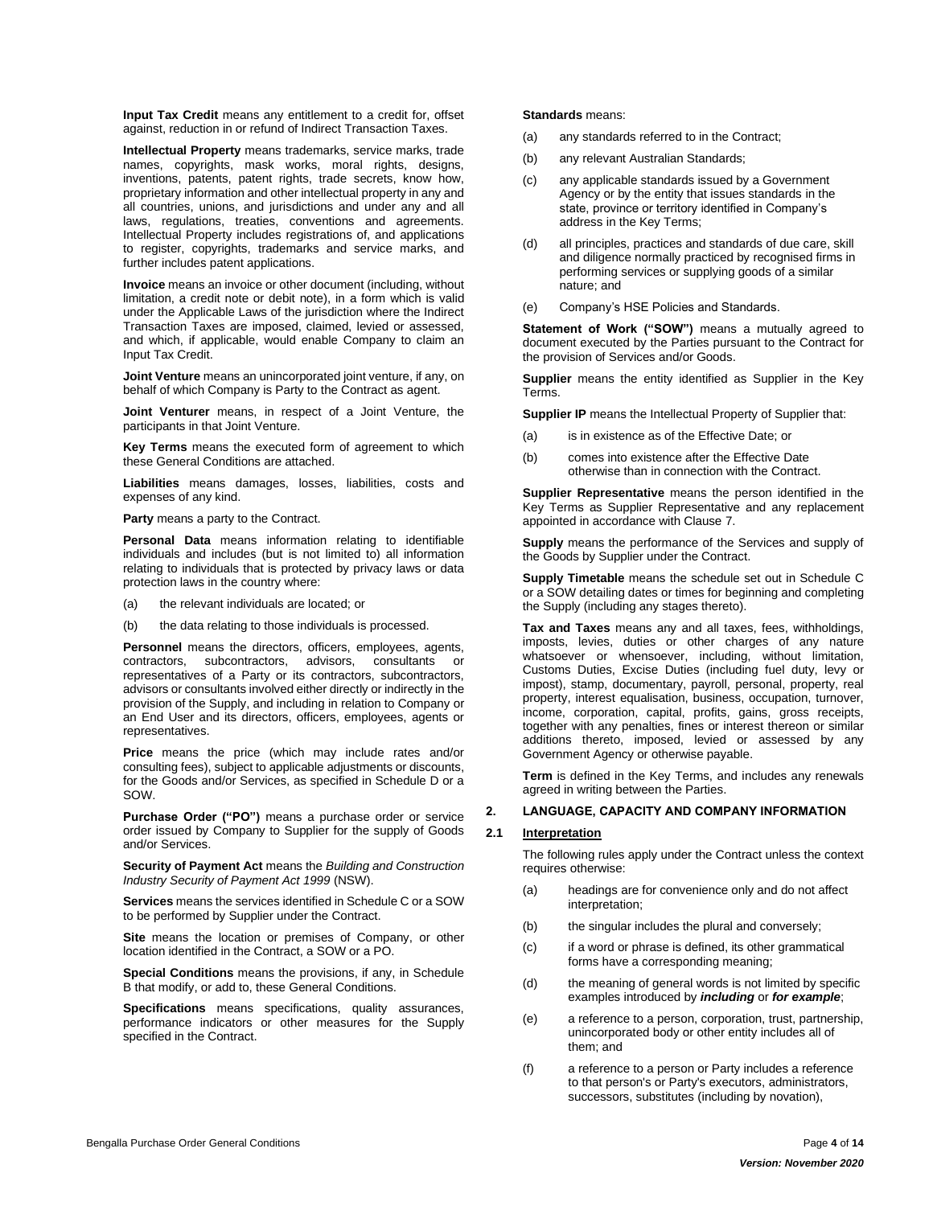**Input Tax Credit** means any entitlement to a credit for, offset against, reduction in or refund of Indirect Transaction Taxes.

**Intellectual Property** means trademarks, service marks, trade names, copyrights, mask works, moral rights, designs, inventions, patents, patent rights, trade secrets, know how, proprietary information and other intellectual property in any and all countries, unions, and jurisdictions and under any and all laws, regulations, treaties, conventions and agreements. Intellectual Property includes registrations of, and applications to register, copyrights, trademarks and service marks, and further includes patent applications.

**Invoice** means an invoice or other document (including, without limitation, a credit note or debit note), in a form which is valid under the Applicable Laws of the jurisdiction where the Indirect Transaction Taxes are imposed, claimed, levied or assessed, and which, if applicable, would enable Company to claim an Input Tax Credit.

**Joint Venture** means an unincorporated joint venture, if any, on behalf of which Company is Party to the Contract as agent.

**Joint Venturer** means, in respect of a Joint Venture, the participants in that Joint Venture.

**Key Terms** means the executed form of agreement to which these General Conditions are attached.

**Liabilities** means damages, losses, liabilities, costs and expenses of any kind.

**Party** means a party to the Contract.

**Personal Data** means information relating to identifiable individuals and includes (but is not limited to) all information relating to individuals that is protected by privacy laws or data protection laws in the country where:

(a) the relevant individuals are located; or

(b) the data relating to those individuals is processed.

**Personnel** means the directors, officers, employees, agents, contractors, subcontractors, advisors, consultants or representatives of a Party or its contractors, subcontractors, advisors or consultants involved either directly or indirectly in the provision of the Supply, and including in relation to Company or an End User and its directors, officers, employees, agents or representatives.

**Price** means the price (which may include rates and/or consulting fees), subject to applicable adjustments or discounts, for the Goods and/or Services, as specified in Schedule D or a SOW.

**Purchase Order ("PO")** means a purchase order or service order issued by Company to Supplier for the supply of Goods and/or Services.

**Security of Payment Act** means the *Building and Construction Industry Security of Payment Act 1999* (NSW).

**Services** means the services identified in Schedule C or a SOW to be performed by Supplier under the Contract.

**Site** means the location or premises of Company, or other location identified in the Contract, a SOW or a PO.

**Special Conditions** means the provisions, if any, in Schedule B that modify, or add to, these General Conditions.

**Specifications** means specifications, quality assurances, performance indicators or other measures for the Supply specified in the Contract.

**Standards** means:

(a) any standards referred to in the Contract;

(b) any relevant Australian Standards;

(c) any applicable standards issued by a Government Agency or by the entity that issues standards in the state, province or territory identified in Company's address in the Key Terms;

(d) all principles, practices and standards of due care, skill and diligence normally practiced by recognised firms in performing services or supplying goods of a similar nature; and

(e) Company's HSE Policies and Standards.

**Statement of Work ("SOW")** means a mutually agreed to document executed by the Parties pursuant to the Contract for the provision of Services and/or Goods.

**Supplier** means the entity identified as Supplier in the Key Terms.

**Supplier IP** means the Intellectual Property of Supplier that:

(a) is in existence as of the Effective Date; or

(b) comes into existence after the Effective Date otherwise than in connection with the Contract.

**Supplier Representative** means the person identified in the Key Terms as Supplier Representative and any replacement appointed in accordance with Clause 7.

**Supply** means the performance of the Services and supply of the Goods by Supplier under the Contract.

**Supply Timetable** means the schedule set out in Schedule C or a SOW detailing dates or times for beginning and completing the Supply (including any stages thereto).

**Tax and Taxes** means any and all taxes, fees, withholdings, imposts, levies, duties or other charges of any nature whatsoever or whensoever, including, without limitation, Customs Duties, Excise Duties (including fuel duty, levy or impost), stamp, documentary, payroll, personal, property, real property, interest equalisation, business, occupation, turnover, income, corporation, capital, profits, gains, gross receipts, together with any penalties, fines or interest thereon or similar additions thereto, imposed, levied or assessed by any Government Agency or otherwise payable.

**Term** is defined in the Key Terms, and includes any renewals agreed in writing between the Parties.

## 2. LANGUAGE, CAPACITY AND COMPANY INFORMATION

### 2.1 Interpretation

The following rules apply under the Contract unless the context requires otherwise:

(a) headings are for convenience only and do not affect interpretation;

(b) the singular includes the plural and conversely;

(c) if a word or phrase is defined, its other grammatical forms have a corresponding meaning;

(d) the meaning of general words is not limited by specific examples introduced by ***including*** or ***for example***;

(e) a reference to a person, corporation, trust, partnership, unincorporated body or other entity includes all of them; and

(f) a reference to a person or Party includes a reference to that person's or Party's executors, administrators, successors, substitutes (including by novation),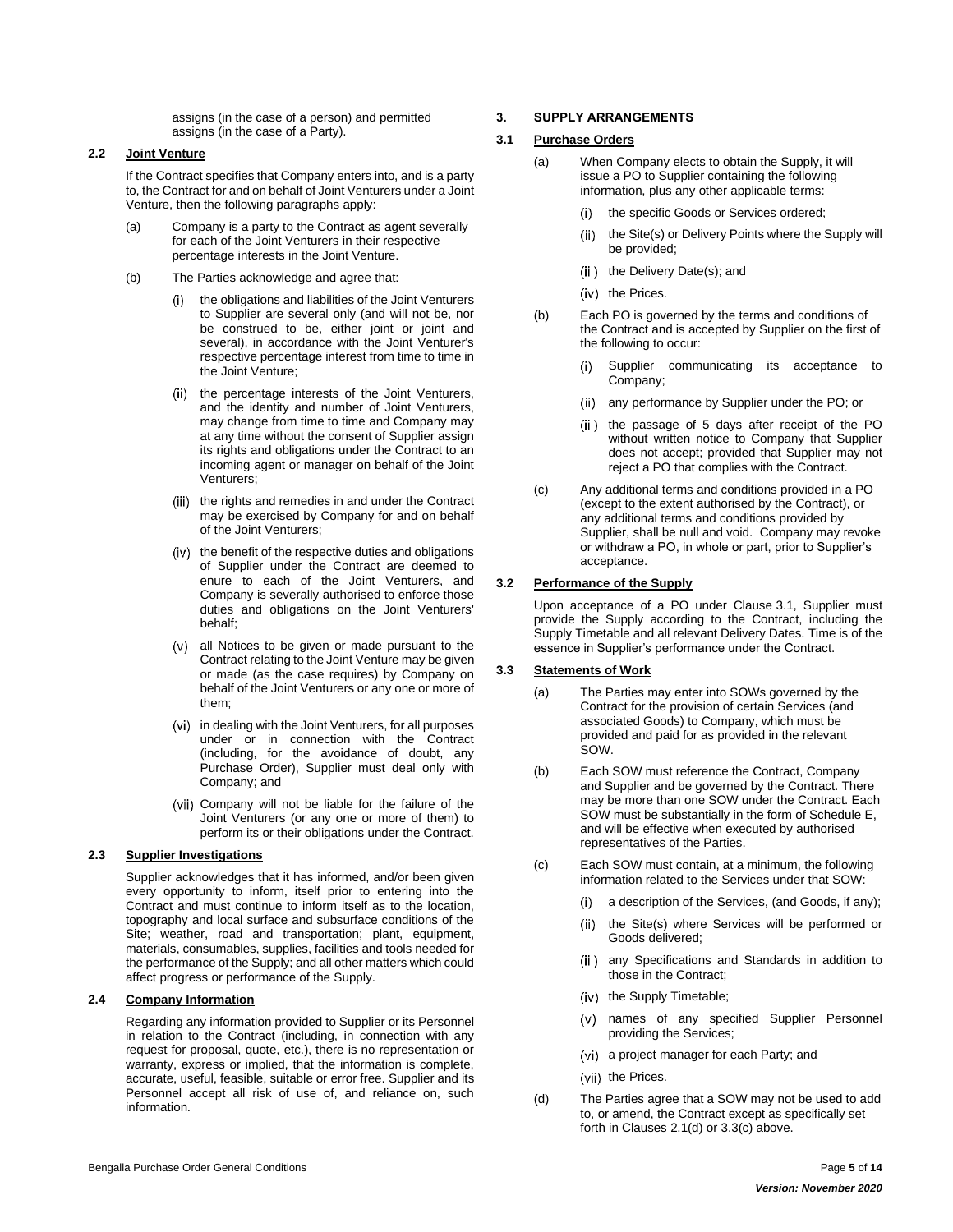assigns (in the case of a person) and permitted assigns (in the case of a Party).

**2.2 Joint Venture**

If the Contract specifies that Company enters into, and is a party to, the Contract for and on behalf of Joint Venturers under a Joint Venture, then the following paragraphs apply:

(a) Company is a party to the Contract as agent severally for each of the Joint Venturers in their respective percentage interests in the Joint Venture.

(b) The Parties acknowledge and agree that:

(i) the obligations and liabilities of the Joint Venturers to Supplier are several only (and will not be, nor be construed to be, either joint or joint and several), in accordance with the Joint Venturer's respective percentage interest from time to time in the Joint Venture;

(ii) the percentage interests of the Joint Venturers, and the identity and number of Joint Venturers, may change from time to time and Company may at any time without the consent of Supplier assign its rights and obligations under the Contract to an incoming agent or manager on behalf of the Joint Venturers;

(iii) the rights and remedies in and under the Contract may be exercised by Company for and on behalf of the Joint Venturers;

(iv) the benefit of the respective duties and obligations of Supplier under the Contract are deemed to enure to each of the Joint Venturers, and Company is severally authorised to enforce those duties and obligations on the Joint Venturers' behalf;

(v) all Notices to be given or made pursuant to the Contract relating to the Joint Venture may be given or made (as the case requires) by Company on behalf of the Joint Venturers or any one or more of them;

(vi) in dealing with the Joint Venturers, for all purposes under or in connection with the Contract (including, for the avoidance of doubt, any Purchase Order), Supplier must deal only with Company; and

(vii) Company will not be liable for the failure of the Joint Venturers (or any one or more of them) to perform its or their obligations under the Contract.

**2.3 Supplier Investigations**

Supplier acknowledges that it has informed, and/or been given every opportunity to inform, itself prior to entering into the Contract and must continue to inform itself as to the location, topography and local surface and subsurface conditions of the Site; weather, road and transportation; plant, equipment, materials, consumables, supplies, facilities and tools needed for the performance of the Supply; and all other matters which could affect progress or performance of the Supply.

**2.4 Company Information**

Regarding any information provided to Supplier or its Personnel in relation to the Contract (including, in connection with any request for proposal, quote, etc.), there is no representation or warranty, express or implied, that the information is complete, accurate, useful, feasible, suitable or error free. Supplier and its Personnel accept all risk of use of, and reliance on, such information.

**3. SUPPLY ARRANGEMENTS**

**3.1 Purchase Orders**

(a) When Company elects to obtain the Supply, it will issue a PO to Supplier containing the following information, plus any other applicable terms:

(i) the specific Goods or Services ordered;

(ii) the Site(s) or Delivery Points where the Supply will be provided;

(iii) the Delivery Date(s); and

(iv) the Prices.

(b) Each PO is governed by the terms and conditions of the Contract and is accepted by Supplier on the first of the following to occur:

(i) Supplier communicating its acceptance to Company;

(ii) any performance by Supplier under the PO; or

(iii) the passage of 5 days after receipt of the PO without written notice to Company that Supplier does not accept; provided that Supplier may not reject a PO that complies with the Contract.

(c) Any additional terms and conditions provided in a PO (except to the extent authorised by the Contract), or any additional terms and conditions provided by Supplier, shall be null and void. Company may revoke or withdraw a PO, in whole or part, prior to Supplier's acceptance.

**3.2 Performance of the Supply**

Upon acceptance of a PO under Clause 3.1, Supplier must provide the Supply according to the Contract, including the Supply Timetable and all relevant Delivery Dates. Time is of the essence in Supplier's performance under the Contract.

**3.3 Statements of Work**

(a) The Parties may enter into SOWs governed by the Contract for the provision of certain Services (and associated Goods) to Company, which must be provided and paid for as provided in the relevant SOW.

(b) Each SOW must reference the Contract, Company and Supplier and be governed by the Contract. There may be more than one SOW under the Contract. Each SOW must be substantially in the form of Schedule E, and will be effective when executed by authorised representatives of the Parties.

(c) Each SOW must contain, at a minimum, the following information related to the Services under that SOW:

(i) a description of the Services, (and Goods, if any);

(ii) the Site(s) where Services will be performed or Goods delivered;

(iii) any Specifications and Standards in addition to those in the Contract;

(iv) the Supply Timetable;

(v) names of any specified Supplier Personnel providing the Services;

(vi) a project manager for each Party; and

(vii) the Prices.

(d) The Parties agree that a SOW may not be used to add to, or amend, the Contract except as specifically set forth in Clauses 2.1(d) or 3.3(c) above.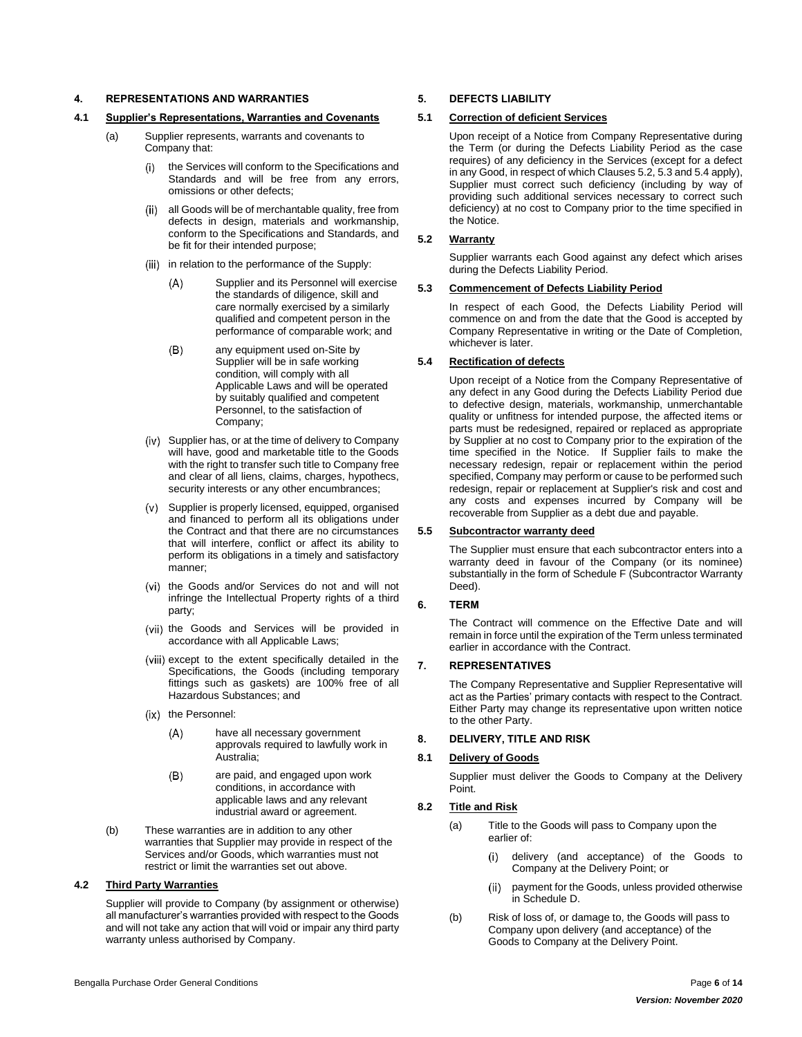## 4. REPRESENTATIONS AND WARRANTIES

### 4.1 Supplier's Representations, Warranties and Covenants

(a) Supplier represents, warrants and covenants to Company that:

(i) the Services will conform to the Specifications and Standards and will be free from any errors, omissions or other defects;

(ii) all Goods will be of merchantable quality, free from defects in design, materials and workmanship, conform to the Specifications and Standards, and be fit for their intended purpose;

(iii) in relation to the performance of the Supply:

(A) Supplier and its Personnel will exercise the standards of diligence, skill and care normally exercised by a similarly qualified and competent person in the performance of comparable work; and

(B) any equipment used on-Site by Supplier will be in safe working condition, will comply with all Applicable Laws and will be operated by suitably qualified and competent Personnel, to the satisfaction of Company;

(iv) Supplier has, or at the time of delivery to Company will have, good and marketable title to the Goods with the right to transfer such title to Company free and clear of all liens, claims, charges, hypothecs, security interests or any other encumbrances;

(v) Supplier is properly licensed, equipped, organised and financed to perform all its obligations under the Contract and that there are no circumstances that will interfere, conflict or affect its ability to perform its obligations in a timely and satisfactory manner;

(vi) the Goods and/or Services do not and will not infringe the Intellectual Property rights of a third party;

(vii) the Goods and Services will be provided in accordance with all Applicable Laws;

(viii) except to the extent specifically detailed in the Specifications, the Goods (including temporary fittings such as gaskets) are 100% free of all Hazardous Substances; and

(ix) the Personnel:

(A) have all necessary government approvals required to lawfully work in Australia;

(B) are paid, and engaged upon work conditions, in accordance with applicable laws and any relevant industrial award or agreement.

(b) These warranties are in addition to any other warranties that Supplier may provide in respect of the Services and/or Goods, which warranties must not restrict or limit the warranties set out above.

### 4.2 Third Party Warranties

Supplier will provide to Company (by assignment or otherwise) all manufacturer's warranties provided with respect to the Goods and will not take any action that will void or impair any third party warranty unless authorised by Company.

## 5. DEFECTS LIABILITY

### 5.1 Correction of deficient Services

Upon receipt of a Notice from Company Representative during the Term (or during the Defects Liability Period as the case requires) of any deficiency in the Services (except for a defect in any Good, in respect of which Clauses 5.2, 5.3 and 5.4 apply), Supplier must correct such deficiency (including by way of providing such additional services necessary to correct such deficiency) at no cost to Company prior to the time specified in the Notice.

### 5.2 Warranty

Supplier warrants each Good against any defect which arises during the Defects Liability Period.

### 5.3 Commencement of Defects Liability Period

In respect of each Good, the Defects Liability Period will commence on and from the date that the Good is accepted by Company Representative in writing or the Date of Completion, whichever is later.

### 5.4 Rectification of defects

Upon receipt of a Notice from the Company Representative of any defect in any Good during the Defects Liability Period due to defective design, materials, workmanship, unmerchantable quality or unfitness for intended purpose, the affected items or parts must be redesigned, repaired or replaced as appropriate by Supplier at no cost to Company prior to the expiration of the time specified in the Notice. If Supplier fails to make the necessary redesign, repair or replacement within the period specified, Company may perform or cause to be performed such redesign, repair or replacement at Supplier's risk and cost and any costs and expenses incurred by Company will be recoverable from Supplier as a debt due and payable.

### 5.5 Subcontractor warranty deed

The Supplier must ensure that each subcontractor enters into a warranty deed in favour of the Company (or its nominee) substantially in the form of Schedule F (Subcontractor Warranty Deed).

## 6. TERM

The Contract will commence on the Effective Date and will remain in force until the expiration of the Term unless terminated earlier in accordance with the Contract.

## 7. REPRESENTATIVES

The Company Representative and Supplier Representative will act as the Parties' primary contacts with respect to the Contract. Either Party may change its representative upon written notice to the other Party.

## 8. DELIVERY, TITLE AND RISK

### 8.1 Delivery of Goods

Supplier must deliver the Goods to Company at the Delivery Point.

### 8.2 Title and Risk

(a) Title to the Goods will pass to Company upon the earlier of:

(i) delivery (and acceptance) of the Goods to Company at the Delivery Point; or

(ii) payment for the Goods, unless provided otherwise in Schedule D.

(b) Risk of loss of, or damage to, the Goods will pass to Company upon delivery (and acceptance) of the Goods to Company at the Delivery Point.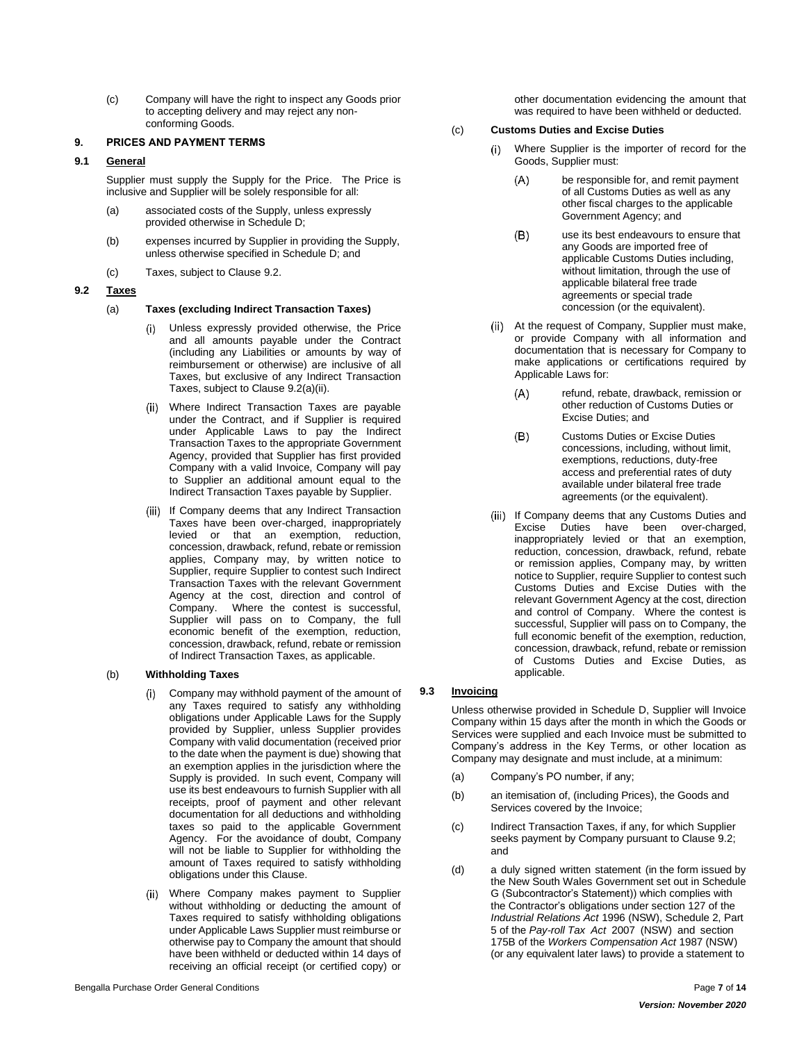(c) Company will have the right to inspect any Goods prior to accepting delivery and may reject any non-conforming Goods.

## 9. PRICES AND PAYMENT TERMS

### 9.1 General

Supplier must supply the Supply for the Price. The Price is inclusive and Supplier will be solely responsible for all:

(a) associated costs of the Supply, unless expressly provided otherwise in Schedule D;

(b) expenses incurred by Supplier in providing the Supply, unless otherwise specified in Schedule D; and

(c) Taxes, subject to Clause 9.2.

### 9.2 Taxes

(a) **Taxes (excluding Indirect Transaction Taxes)**

(i) Unless expressly provided otherwise, the Price and all amounts payable under the Contract (including any Liabilities or amounts by way of reimbursement or otherwise) are inclusive of all Taxes, but exclusive of any Indirect Transaction Taxes, subject to Clause 9.2(a)(ii).

(ii) Where Indirect Transaction Taxes are payable under the Contract, and if Supplier is required under Applicable Laws to pay the Indirect Transaction Taxes to the appropriate Government Agency, provided that Supplier has first provided Company with a valid Invoice, Company will pay to Supplier an additional amount equal to the Indirect Transaction Taxes payable by Supplier.

(iii) If Company deems that any Indirect Transaction Taxes have been over-charged, inappropriately levied or that an exemption, reduction, concession, drawback, refund, rebate or remission applies, Company may, by written notice to Supplier, require Supplier to contest such Indirect Transaction Taxes with the relevant Government Agency at the cost, direction and control of Company. Where the contest is successful, Supplier will pass on to Company, the full economic benefit of the exemption, reduction, concession, drawback, refund, rebate or remission of Indirect Transaction Taxes, as applicable.

(b) **Withholding Taxes**

(i) Company may withhold payment of the amount of any Taxes required to satisfy any withholding obligations under Applicable Laws for the Supply provided by Supplier, unless Supplier provides Company with valid documentation (received prior to the date when the payment is due) showing that an exemption applies in the jurisdiction where the Supply is provided. In such event, Company will use its best endeavours to furnish Supplier with all receipts, proof of payment and other relevant documentation for all deductions and withholding taxes so paid to the applicable Government Agency. For the avoidance of doubt, Company will not be liable to Supplier for withholding the amount of Taxes required to satisfy withholding obligations under this Clause.

(ii) Where Company makes payment to Supplier without withholding or deducting the amount of Taxes required to satisfy withholding obligations under Applicable Laws Supplier must reimburse or otherwise pay to Company the amount that should have been withheld or deducted within 14 days of receiving an official receipt (or certified copy) or other documentation evidencing the amount that was required to have been withheld or deducted.

(c) **Customs Duties and Excise Duties**

(i) Where Supplier is the importer of record for the Goods, Supplier must:

(A) be responsible for, and remit payment of all Customs Duties as well as any other fiscal charges to the applicable Government Agency; and

(B) use its best endeavours to ensure that any Goods are imported free of applicable Customs Duties including, without limitation, through the use of applicable bilateral free trade agreements or special trade concession (or the equivalent).

(ii) At the request of Company, Supplier must make, or provide Company with all information and documentation that is necessary for Company to make applications or certifications required by Applicable Laws for:

(A) refund, rebate, drawback, remission or other reduction of Customs Duties or Excise Duties; and

(B) Customs Duties or Excise Duties concessions, including, without limit, exemptions, reductions, duty-free access and preferential rates of duty available under bilateral free trade agreements (or the equivalent).

(iii) If Company deems that any Customs Duties and Excise Duties have been over-charged, inappropriately levied or that an exemption, reduction, concession, drawback, refund, rebate or remission applies, Company may, by written notice to Supplier, require Supplier to contest such Customs Duties and Excise Duties with the relevant Government Agency at the cost, direction and control of Company. Where the contest is successful, Supplier will pass on to Company, the full economic benefit of the exemption, reduction, concession, drawback, refund, rebate or remission of Customs Duties and Excise Duties, as applicable.

### 9.3 Invoicing

Unless otherwise provided in Schedule D, Supplier will Invoice Company within 15 days after the month in which the Goods or Services were supplied and each Invoice must be submitted to Company's address in the Key Terms, or other location as Company may designate and must include, at a minimum:

(a) Company's PO number, if any;

(b) an itemisation of, (including Prices), the Goods and Services covered by the Invoice;

(c) Indirect Transaction Taxes, if any, for which Supplier seeks payment by Company pursuant to Clause 9.2; and

(d) a duly signed written statement (in the form issued by the New South Wales Government set out in Schedule G (Subcontractor's Statement)) which complies with the Contractor's obligations under section 127 of the *Industrial Relations Act* 1996 (NSW), Schedule 2, Part 5 of the *Pay-roll Tax Act* 2007 (NSW) and section 175B of the *Workers Compensation Act* 1987 (NSW) (or any equivalent later laws) to provide a statement to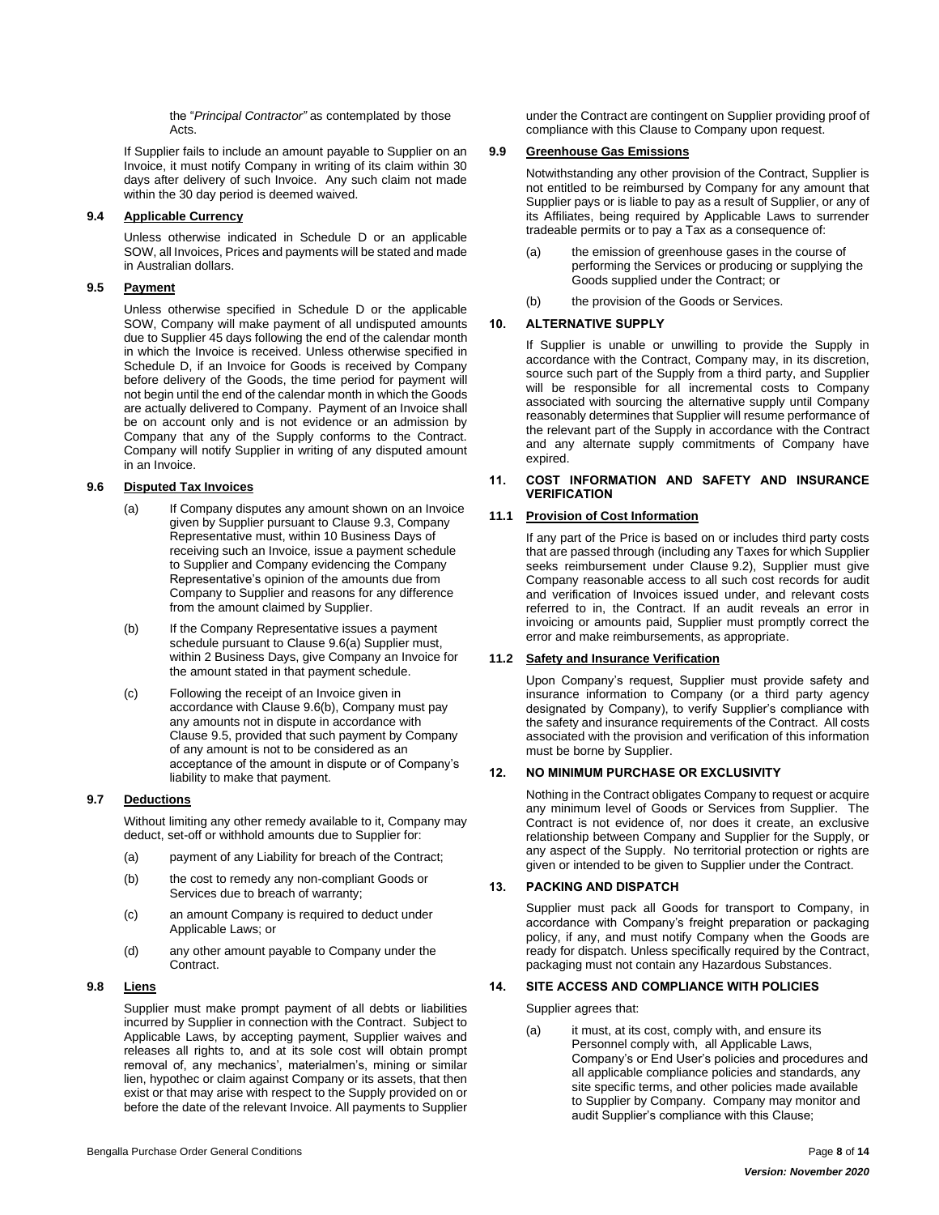the "*Principal Contractor"* as contemplated by those Acts.

If Supplier fails to include an amount payable to Supplier on an Invoice, it must notify Company in writing of its claim within 30 days after delivery of such Invoice. Any such claim not made within the 30 day period is deemed waived.

**9.4 Applicable Currency**

Unless otherwise indicated in Schedule D or an applicable SOW, all Invoices, Prices and payments will be stated and made in Australian dollars.

**9.5 Payment**

Unless otherwise specified in Schedule D or the applicable SOW, Company will make payment of all undisputed amounts due to Supplier 45 days following the end of the calendar month in which the Invoice is received. Unless otherwise specified in Schedule D, if an Invoice for Goods is received by Company before delivery of the Goods, the time period for payment will not begin until the end of the calendar month in which the Goods are actually delivered to Company. Payment of an Invoice shall be on account only and is not evidence or an admission by Company that any of the Supply conforms to the Contract. Company will notify Supplier in writing of any disputed amount in an Invoice.

**9.6 Disputed Tax Invoices**

(a) If Company disputes any amount shown on an Invoice given by Supplier pursuant to Clause 9.3, Company Representative must, within 10 Business Days of receiving such an Invoice, issue a payment schedule to Supplier and Company evidencing the Company Representative's opinion of the amounts due from Company to Supplier and reasons for any difference from the amount claimed by Supplier.

(b) If the Company Representative issues a payment schedule pursuant to Clause 9.6(a) Supplier must, within 2 Business Days, give Company an Invoice for the amount stated in that payment schedule.

(c) Following the receipt of an Invoice given in accordance with Clause 9.6(b), Company must pay any amounts not in dispute in accordance with Clause 9.5, provided that such payment by Company of any amount is not to be considered as an acceptance of the amount in dispute or of Company's liability to make that payment.

**9.7 Deductions**

Without limiting any other remedy available to it, Company may deduct, set-off or withhold amounts due to Supplier for:

(a) payment of any Liability for breach of the Contract;

(b) the cost to remedy any non-compliant Goods or Services due to breach of warranty;

(c) an amount Company is required to deduct under Applicable Laws; or

(d) any other amount payable to Company under the Contract.

**9.8 Liens**

Supplier must make prompt payment of all debts or liabilities incurred by Supplier in connection with the Contract. Subject to Applicable Laws, by accepting payment, Supplier waives and releases all rights to, and at its sole cost will obtain prompt removal of, any mechanics', materialmen's, mining or similar lien, hypothec or claim against Company or its assets, that then exist or that may arise with respect to the Supply provided on or before the date of the relevant Invoice. All payments to Supplier under the Contract are contingent on Supplier providing proof of compliance with this Clause to Company upon request.

**9.9 Greenhouse Gas Emissions**

Notwithstanding any other provision of the Contract, Supplier is not entitled to be reimbursed by Company for any amount that Supplier pays or is liable to pay as a result of Supplier, or any of its Affiliates, being required by Applicable Laws to surrender tradeable permits or to pay a Tax as a consequence of:

(a) the emission of greenhouse gases in the course of performing the Services or producing or supplying the Goods supplied under the Contract; or

(b) the provision of the Goods or Services.

**10. ALTERNATIVE SUPPLY**

If Supplier is unable or unwilling to provide the Supply in accordance with the Contract, Company may, in its discretion, source such part of the Supply from a third party, and Supplier will be responsible for all incremental costs to Company associated with sourcing the alternative supply until Company reasonably determines that Supplier will resume performance of the relevant part of the Supply in accordance with the Contract and any alternate supply commitments of Company have expired.

**11. COST INFORMATION AND SAFETY AND INSURANCE VERIFICATION**

**11.1 Provision of Cost Information**

If any part of the Price is based on or includes third party costs that are passed through (including any Taxes for which Supplier seeks reimbursement under Clause 9.2), Supplier must give Company reasonable access to all such cost records for audit and verification of Invoices issued under, and relevant costs referred to in, the Contract. If an audit reveals an error in invoicing or amounts paid, Supplier must promptly correct the error and make reimbursements, as appropriate.

**11.2 Safety and Insurance Verification**

Upon Company's request, Supplier must provide safety and insurance information to Company (or a third party agency designated by Company), to verify Supplier's compliance with the safety and insurance requirements of the Contract. All costs associated with the provision and verification of this information must be borne by Supplier.

**12. NO MINIMUM PURCHASE OR EXCLUSIVITY**

Nothing in the Contract obligates Company to request or acquire any minimum level of Goods or Services from Supplier. The Contract is not evidence of, nor does it create, an exclusive relationship between Company and Supplier for the Supply, or any aspect of the Supply. No territorial protection or rights are given or intended to be given to Supplier under the Contract.

**13. PACKING AND DISPATCH**

Supplier must pack all Goods for transport to Company, in accordance with Company's freight preparation or packaging policy, if any, and must notify Company when the Goods are ready for dispatch. Unless specifically required by the Contract, packaging must not contain any Hazardous Substances.

**14. SITE ACCESS AND COMPLIANCE WITH POLICIES**

Supplier agrees that:

(a) it must, at its cost, comply with, and ensure its Personnel comply with, all Applicable Laws, Company's or End User's policies and procedures and all applicable compliance policies and standards, any site specific terms, and other policies made available to Supplier by Company. Company may monitor and audit Supplier's compliance with this Clause;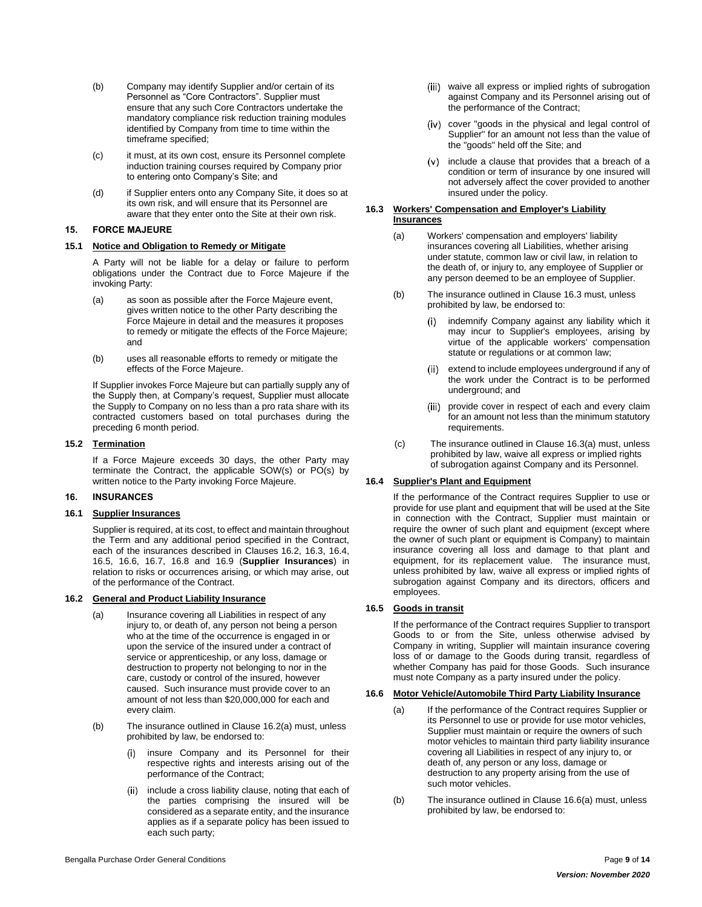(b) Company may identify Supplier and/or certain of its Personnel as "Core Contractors". Supplier must ensure that any such Core Contractors undertake the mandatory compliance risk reduction training modules identified by Company from time to time within the timeframe specified;

(c) it must, at its own cost, ensure its Personnel complete induction training courses required by Company prior to entering onto Company's Site; and

(d) if Supplier enters onto any Company Site, it does so at its own risk, and will ensure that its Personnel are aware that they enter onto the Site at their own risk.

## 15. FORCE MAJEURE

### 15.1 Notice and Obligation to Remedy or Mitigate

A Party will not be liable for a delay or failure to perform obligations under the Contract due to Force Majeure if the invoking Party:

(a) as soon as possible after the Force Majeure event, gives written notice to the other Party describing the Force Majeure in detail and the measures it proposes to remedy or mitigate the effects of the Force Majeure; and

(b) uses all reasonable efforts to remedy or mitigate the effects of the Force Majeure.

If Supplier invokes Force Majeure but can partially supply any of the Supply then, at Company's request, Supplier must allocate the Supply to Company on no less than a pro rata share with its contracted customers based on total purchases during the preceding 6 month period.

### 15.2 Termination

If a Force Majeure exceeds 30 days, the other Party may terminate the Contract, the applicable SOW(s) or PO(s) by written notice to the Party invoking Force Majeure.

## 16. INSURANCES

### 16.1 Supplier Insurances

Supplier is required, at its cost, to effect and maintain throughout the Term and any additional period specified in the Contract, each of the insurances described in Clauses 16.2, 16.3, 16.4, 16.5, 16.6, 16.7, 16.8 and 16.9 (**Supplier Insurances**) in relation to risks or occurrences arising, or which may arise, out of the performance of the Contract.

### 16.2 General and Product Liability Insurance

(a) Insurance covering all Liabilities in respect of any injury to, or death of, any person not being a person who at the time of the occurrence is engaged in or upon the service of the insured under a contract of service or apprenticeship, or any loss, damage or destruction to property not belonging to nor in the care, custody or control of the insured, however caused. Such insurance must provide cover to an amount of not less than $20,000,000 for each and every claim.

(b) The insurance outlined in Clause 16.2(a) must, unless prohibited by law, be endorsed to:

(i) insure Company and its Personnel for their respective rights and interests arising out of the performance of the Contract;

(ii) include a cross liability clause, noting that each of the parties comprising the insured will be considered as a separate entity, and the insurance applies as if a separate policy has been issued to each such party;

(iii) waive all express or implied rights of subrogation against Company and its Personnel arising out of the performance of the Contract;

(iv) cover "goods in the physical and legal control of Supplier" for an amount not less than the value of the "goods" held off the Site; and

(v) include a clause that provides that a breach of a condition or term of insurance by one insured will not adversely affect the cover provided to another insured under the policy.

### 16.3 Workers' Compensation and Employer's Liability Insurances

(a) Workers' compensation and employers' liability insurances covering all Liabilities, whether arising under statute, common law or civil law, in relation to the death of, or injury to, any employee of Supplier or any person deemed to be an employee of Supplier.

(b) The insurance outlined in Clause 16.3 must, unless prohibited by law, be endorsed to:

(i) indemnify Company against any liability which it may incur to Supplier's employees, arising by virtue of the applicable workers' compensation statute or regulations or at common law;

(ii) extend to include employees underground if any of the work under the Contract is to be performed underground; and

(iii) provide cover in respect of each and every claim for an amount not less than the minimum statutory requirements.

(c) The insurance outlined in Clause 16.3(a) must, unless prohibited by law, waive all express or implied rights of subrogation against Company and its Personnel.

### 16.4 Supplier's Plant and Equipment

If the performance of the Contract requires Supplier to use or provide for use plant and equipment that will be used at the Site in connection with the Contract, Supplier must maintain or require the owner of such plant and equipment (except where the owner of such plant or equipment is Company) to maintain insurance covering all loss and damage to that plant and equipment, for its replacement value. The insurance must, unless prohibited by law, waive all express or implied rights of subrogation against Company and its directors, officers and employees.

### 16.5 Goods in transit

If the performance of the Contract requires Supplier to transport Goods to or from the Site, unless otherwise advised by Company in writing, Supplier will maintain insurance covering loss of or damage to the Goods during transit, regardless of whether Company has paid for those Goods. Such insurance must note Company as a party insured under the policy.

### 16.6 Motor Vehicle/Automobile Third Party Liability Insurance

(a) If the performance of the Contract requires Supplier or its Personnel to use or provide for use motor vehicles, Supplier must maintain or require the owners of such motor vehicles to maintain third party liability insurance covering all Liabilities in respect of any injury to, or death of, any person or any loss, damage or destruction to any property arising from the use of such motor vehicles.

(b) The insurance outlined in Clause 16.6(a) must, unless prohibited by law, be endorsed to: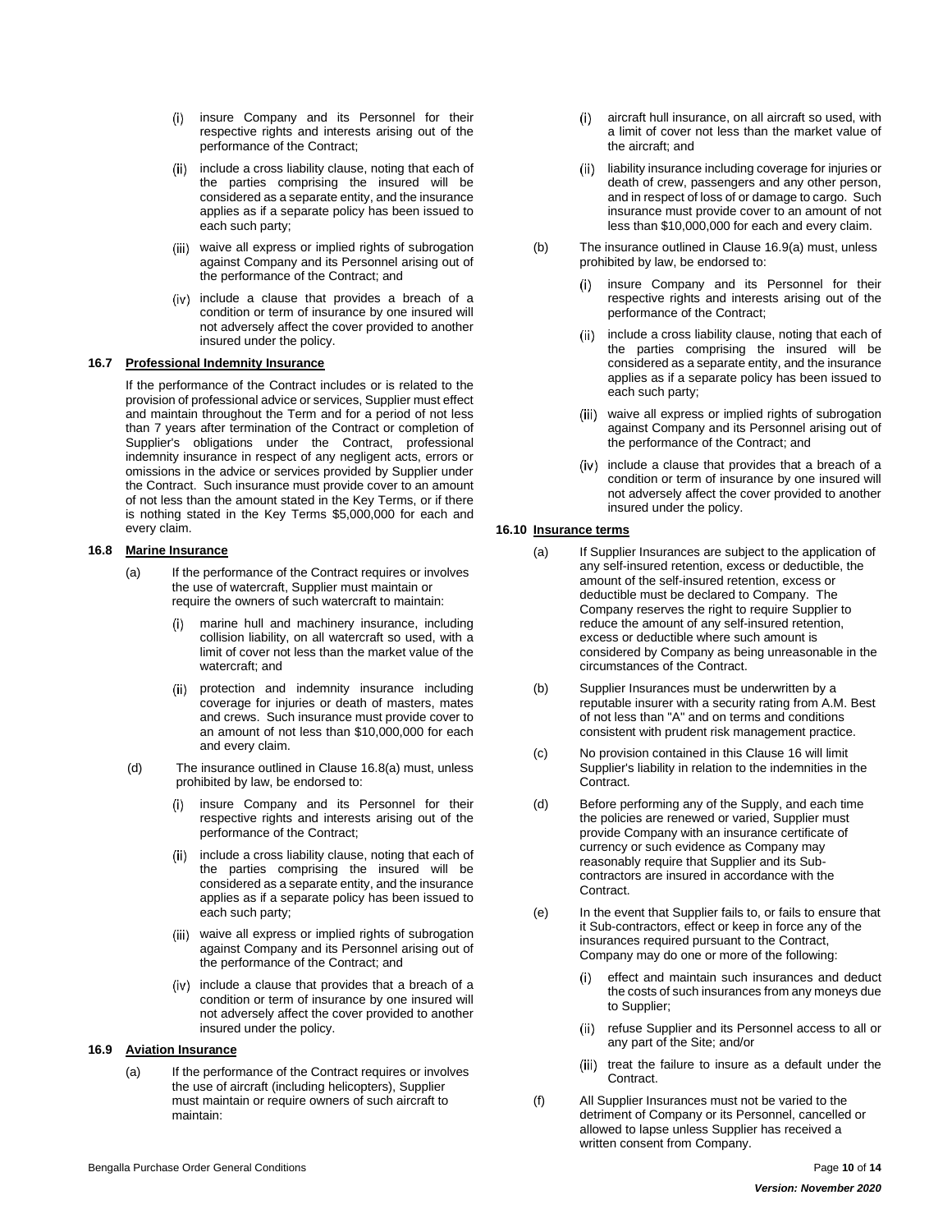(i) insure Company and its Personnel for their respective rights and interests arising out of the performance of the Contract;

(ii) include a cross liability clause, noting that each of the parties comprising the insured will be considered as a separate entity, and the insurance applies as if a separate policy has been issued to each such party;

(iii) waive all express or implied rights of subrogation against Company and its Personnel arising out of the performance of the Contract; and

(iv) include a clause that provides a breach of a condition or term of insurance by one insured will not adversely affect the cover provided to another insured under the policy.

**16.7 Professional Indemnity Insurance**

If the performance of the Contract includes or is related to the provision of professional advice or services, Supplier must effect and maintain throughout the Term and for a period of not less than 7 years after termination of the Contract or completion of Supplier's obligations under the Contract, professional indemnity insurance in respect of any negligent acts, errors or omissions in the advice or services provided by Supplier under the Contract. Such insurance must provide cover to an amount of not less than the amount stated in the Key Terms, or if there is nothing stated in the Key Terms $5,000,000 for each and every claim.

**16.8 Marine Insurance**

(a) If the performance of the Contract requires or involves the use of watercraft, Supplier must maintain or require the owners of such watercraft to maintain:

(i) marine hull and machinery insurance, including collision liability, on all watercraft so used, with a limit of cover not less than the market value of the watercraft; and

(ii) protection and indemnity insurance including coverage for injuries or death of masters, mates and crews. Such insurance must provide cover to an amount of not less than $10,000,000 for each and every claim.

(d) The insurance outlined in Clause 16.8(a) must, unless prohibited by law, be endorsed to:

(i) insure Company and its Personnel for their respective rights and interests arising out of the performance of the Contract;

(ii) include a cross liability clause, noting that each of the parties comprising the insured will be considered as a separate entity, and the insurance applies as if a separate policy has been issued to each such party;

(iii) waive all express or implied rights of subrogation against Company and its Personnel arising out of the performance of the Contract; and

(iv) include a clause that provides that a breach of a condition or term of insurance by one insured will not adversely affect the cover provided to another insured under the policy.

**16.9 Aviation Insurance**

(a) If the performance of the Contract requires or involves the use of aircraft (including helicopters), Supplier must maintain or require owners of such aircraft to maintain:

(i) aircraft hull insurance, on all aircraft so used, with a limit of cover not less than the market value of the aircraft; and

(ii) liability insurance including coverage for injuries or death of crew, passengers and any other person, and in respect of loss of or damage to cargo. Such insurance must provide cover to an amount of not less than $10,000,000 for each and every claim.

(b) The insurance outlined in Clause 16.9(a) must, unless prohibited by law, be endorsed to:

(i) insure Company and its Personnel for their respective rights and interests arising out of the performance of the Contract;

(ii) include a cross liability clause, noting that each of the parties comprising the insured will be considered as a separate entity, and the insurance applies as if a separate policy has been issued to each such party;

(iii) waive all express or implied rights of subrogation against Company and its Personnel arising out of the performance of the Contract; and

(iv) include a clause that provides that a breach of a condition or term of insurance by one insured will not adversely affect the cover provided to another insured under the policy.

**16.10 Insurance terms**

(a) If Supplier Insurances are subject to the application of any self-insured retention, excess or deductible, the amount of the self-insured retention, excess or deductible must be declared to Company. The Company reserves the right to require Supplier to reduce the amount of any self-insured retention, excess or deductible where such amount is considered by Company as being unreasonable in the circumstances of the Contract.

(b) Supplier Insurances must be underwritten by a reputable insurer with a security rating from A.M. Best of not less than "A" and on terms and conditions consistent with prudent risk management practice.

(c) No provision contained in this Clause 16 will limit Supplier's liability in relation to the indemnities in the Contract.

(d) Before performing any of the Supply, and each time the policies are renewed or varied, Supplier must provide Company with an insurance certificate of currency or such evidence as Company may reasonably require that Supplier and its Sub-contractors are insured in accordance with the Contract.

(e) In the event that Supplier fails to, or fails to ensure that it Sub-contractors, effect or keep in force any of the insurances required pursuant to the Contract, Company may do one or more of the following:

(i) effect and maintain such insurances and deduct the costs of such insurances from any moneys due to Supplier;

(ii) refuse Supplier and its Personnel access to all or any part of the Site; and/or

(iii) treat the failure to insure as a default under the Contract.

(f) All Supplier Insurances must not be varied to the detriment of Company or its Personnel, cancelled or allowed to lapse unless Supplier has received a written consent from Company.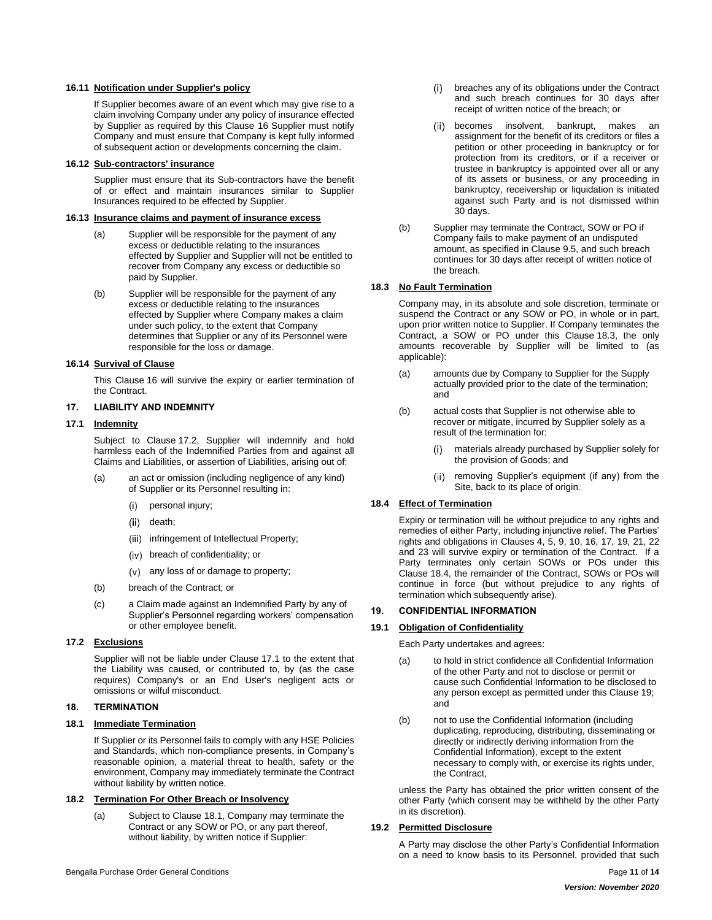#### 16.11 Notification under Supplier's policy

If Supplier becomes aware of an event which may give rise to a claim involving Company under any policy of insurance effected by Supplier as required by this Clause 16 Supplier must notify Company and must ensure that Company is kept fully informed of subsequent action or developments concerning the claim.

#### 16.12 Sub-contractors' insurance

Supplier must ensure that its Sub-contractors have the benefit of or effect and maintain insurances similar to Supplier Insurances required to be effected by Supplier.

#### 16.13 Insurance claims and payment of insurance excess

(a) Supplier will be responsible for the payment of any excess or deductible relating to the insurances effected by Supplier and Supplier will not be entitled to recover from Company any excess or deductible so paid by Supplier.

(b) Supplier will be responsible for the payment of any excess or deductible relating to the insurances effected by Supplier where Company makes a claim under such policy, to the extent that Company determines that Supplier or any of its Personnel were responsible for the loss or damage.

#### 16.14 Survival of Clause

This Clause 16 will survive the expiry or earlier termination of the Contract.

### 17. LIABILITY AND INDEMNITY

#### 17.1 Indemnity

Subject to Clause 17.2, Supplier will indemnify and hold harmless each of the Indemnified Parties from and against all Claims and Liabilities, or assertion of Liabilities, arising out of:

(a) an act or omission (including negligence of any kind) of Supplier or its Personnel resulting in:

(i) personal injury;

(ii) death;

(iii) infringement of Intellectual Property;

(iv) breach of confidentiality; or

(v) any loss of or damage to property;

(b) breach of the Contract; or

(c) a Claim made against an Indemnified Party by any of Supplier's Personnel regarding workers' compensation or other employee benefit.

#### 17.2 Exclusions

Supplier will not be liable under Clause 17.1 to the extent that the Liability was caused, or contributed to, by (as the case requires) Company's or an End User's negligent acts or omissions or wilful misconduct.

### 18. TERMINATION

#### 18.1 Immediate Termination

If Supplier or its Personnel fails to comply with any HSE Policies and Standards, which non-compliance presents, in Company's reasonable opinion, a material threat to health, safety or the environment, Company may immediately terminate the Contract without liability by written notice.

#### 18.2 Termination For Other Breach or Insolvency

(a) Subject to Clause 18.1, Company may terminate the Contract or any SOW or PO, or any part thereof, without liability, by written notice if Supplier:

(i) breaches any of its obligations under the Contract and such breach continues for 30 days after receipt of written notice of the breach; or

(ii) becomes insolvent, bankrupt, makes an assignment for the benefit of its creditors or files a petition or other proceeding in bankruptcy or for protection from its creditors, or if a receiver or trustee in bankruptcy is appointed over all or any of its assets or business, or any proceeding in bankruptcy, receivership or liquidation is initiated against such Party and is not dismissed within 30 days.

(b) Supplier may terminate the Contract, SOW or PO if Company fails to make payment of an undisputed amount, as specified in Clause 9.5, and such breach continues for 30 days after receipt of written notice of the breach.

#### 18.3 No Fault Termination

Company may, in its absolute and sole discretion, terminate or suspend the Contract or any SOW or PO, in whole or in part, upon prior written notice to Supplier. If Company terminates the Contract, a SOW or PO under this Clause 18.3, the only amounts recoverable by Supplier will be limited to (as applicable):

(a) amounts due by Company to Supplier for the Supply actually provided prior to the date of the termination; and

(b) actual costs that Supplier is not otherwise able to recover or mitigate, incurred by Supplier solely as a result of the termination for:

(i) materials already purchased by Supplier solely for the provision of Goods; and

(ii) removing Supplier's equipment (if any) from the Site, back to its place of origin.

#### 18.4 Effect of Termination

Expiry or termination will be without prejudice to any rights and remedies of either Party, including injunctive relief. The Parties' rights and obligations in Clauses 4, 5, 9, 10, 16, 17, 19, 21, 22 and 23 will survive expiry or termination of the Contract. If a Party terminates only certain SOWs or POs under this Clause 18.4, the remainder of the Contract, SOWs or POs will continue in force (but without prejudice to any rights of termination which subsequently arise).

### 19. CONFIDENTIAL INFORMATION

#### 19.1 Obligation of Confidentiality

Each Party undertakes and agrees:

(a) to hold in strict confidence all Confidential Information of the other Party and not to disclose or permit or cause such Confidential Information to be disclosed to any person except as permitted under this Clause 19; and

(b) not to use the Confidential Information (including duplicating, reproducing, distributing, disseminating or directly or indirectly deriving information from the Confidential Information), except to the extent necessary to comply with, or exercise its rights under, the Contract,

unless the Party has obtained the prior written consent of the other Party (which consent may be withheld by the other Party in its discretion).

#### 19.2 Permitted Disclosure

A Party may disclose the other Party's Confidential Information on a need to know basis to its Personnel, provided that such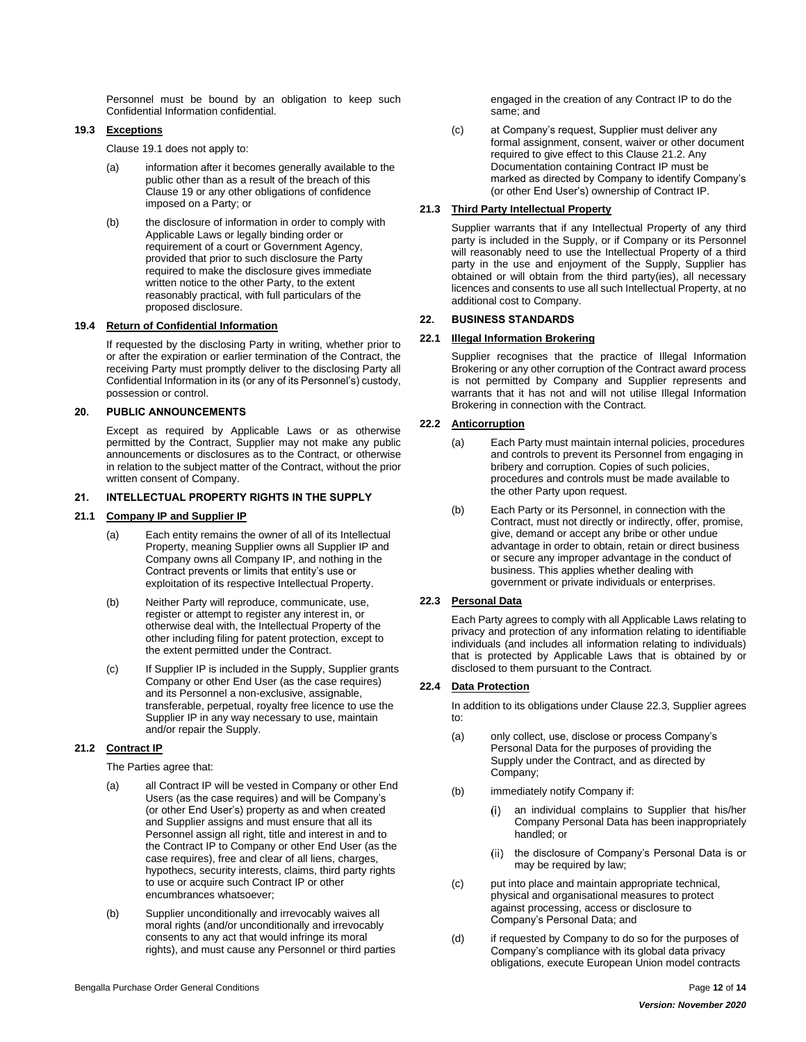Personnel must be bound by an obligation to keep such Confidential Information confidential.

**19.3 Exceptions**

Clause 19.1 does not apply to:

(a) information after it becomes generally available to the public other than as a result of the breach of this Clause 19 or any other obligations of confidence imposed on a Party; or

(b) the disclosure of information in order to comply with Applicable Laws or legally binding order or requirement of a court or Government Agency, provided that prior to such disclosure the Party required to make the disclosure gives immediate written notice to the other Party, to the extent reasonably practical, with full particulars of the proposed disclosure.

**19.4 Return of Confidential Information**

If requested by the disclosing Party in writing, whether prior to or after the expiration or earlier termination of the Contract, the receiving Party must promptly deliver to the disclosing Party all Confidential Information in its (or any of its Personnel's) custody, possession or control.

**20. PUBLIC ANNOUNCEMENTS**

Except as required by Applicable Laws or as otherwise permitted by the Contract, Supplier may not make any public announcements or disclosures as to the Contract, or otherwise in relation to the subject matter of the Contract, without the prior written consent of Company.

**21. INTELLECTUAL PROPERTY RIGHTS IN THE SUPPLY**

**21.1 Company IP and Supplier IP**

(a) Each entity remains the owner of all of its Intellectual Property, meaning Supplier owns all Supplier IP and Company owns all Company IP, and nothing in the Contract prevents or limits that entity's use or exploitation of its respective Intellectual Property.

(b) Neither Party will reproduce, communicate, use, register or attempt to register any interest in, or otherwise deal with, the Intellectual Property of the other including filing for patent protection, except to the extent permitted under the Contract.

(c) If Supplier IP is included in the Supply, Supplier grants Company or other End User (as the case requires) and its Personnel a non-exclusive, assignable, transferable, perpetual, royalty free licence to use the Supplier IP in any way necessary to use, maintain and/or repair the Supply.

**21.2 Contract IP**

The Parties agree that:

(a) all Contract IP will be vested in Company or other End Users (as the case requires) and will be Company's (or other End User's) property as and when created and Supplier assigns and must ensure that all its Personnel assign all right, title and interest in and to the Contract IP to Company or other End User (as the case requires), free and clear of all liens, charges, hypothecs, security interests, claims, third party rights to use or acquire such Contract IP or other encumbrances whatsoever;

(b) Supplier unconditionally and irrevocably waives all moral rights (and/or unconditionally and irrevocably consents to any act that would infringe its moral rights), and must cause any Personnel or third parties engaged in the creation of any Contract IP to do the same; and

(c) at Company's request, Supplier must deliver any formal assignment, consent, waiver or other document required to give effect to this Clause 21.2. Any Documentation containing Contract IP must be marked as directed by Company to identify Company's (or other End User's) ownership of Contract IP.

**21.3 Third Party Intellectual Property**

Supplier warrants that if any Intellectual Property of any third party is included in the Supply, or if Company or its Personnel will reasonably need to use the Intellectual Property of a third party in the use and enjoyment of the Supply, Supplier has obtained or will obtain from the third party(ies), all necessary licences and consents to use all such Intellectual Property, at no additional cost to Company.

**22. BUSINESS STANDARDS**

**22.1 Illegal Information Brokering**

Supplier recognises that the practice of Illegal Information Brokering or any other corruption of the Contract award process is not permitted by Company and Supplier represents and warrants that it has not and will not utilise Illegal Information Brokering in connection with the Contract.

**22.2 Anticorruption**

(a) Each Party must maintain internal policies, procedures and controls to prevent its Personnel from engaging in bribery and corruption. Copies of such policies, procedures and controls must be made available to the other Party upon request.

(b) Each Party or its Personnel, in connection with the Contract, must not directly or indirectly, offer, promise, give, demand or accept any bribe or other undue advantage in order to obtain, retain or direct business or secure any improper advantage in the conduct of business. This applies whether dealing with government or private individuals or enterprises.

**22.3 Personal Data**

Each Party agrees to comply with all Applicable Laws relating to privacy and protection of any information relating to identifiable individuals (and includes all information relating to individuals) that is protected by Applicable Laws that is obtained by or disclosed to them pursuant to the Contract.

**22.4 Data Protection**

In addition to its obligations under Clause 22.3, Supplier agrees to:

(a) only collect, use, disclose or process Company's Personal Data for the purposes of providing the Supply under the Contract, and as directed by Company;

(b) immediately notify Company if:

(i) an individual complains to Supplier that his/her Company Personal Data has been inappropriately handled; or

(ii) the disclosure of Company's Personal Data is or may be required by law;

(c) put into place and maintain appropriate technical, physical and organisational measures to protect against processing, access or disclosure to Company's Personal Data; and

(d) if requested by Company to do so for the purposes of Company's compliance with its global data privacy obligations, execute European Union model contracts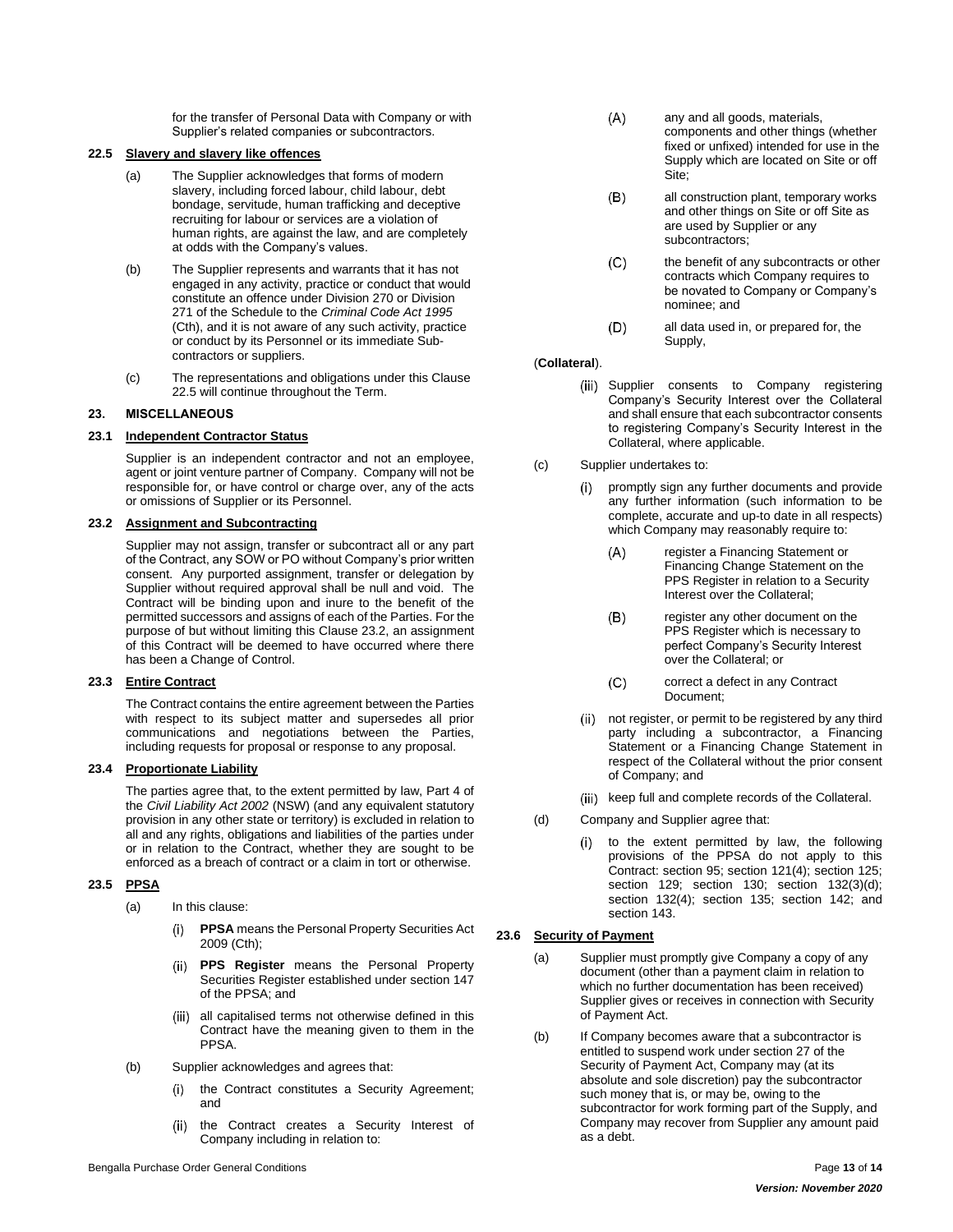for the transfer of Personal Data with Company or with Supplier's related companies or subcontractors.

### 22.5 Slavery and slavery like offences

(a) The Supplier acknowledges that forms of modern slavery, including forced labour, child labour, debt bondage, servitude, human trafficking and deceptive recruiting for labour or services are a violation of human rights, are against the law, and are completely at odds with the Company's values.

(b) The Supplier represents and warrants that it has not engaged in any activity, practice or conduct that would constitute an offence under Division 270 or Division 271 of the Schedule to the *Criminal Code Act 1995* (Cth), and it is not aware of any such activity, practice or conduct by its Personnel or its immediate Sub-contractors or suppliers.

(c) The representations and obligations under this Clause 22.5 will continue throughout the Term.

## 23. MISCELLANEOUS

### 23.1 Independent Contractor Status

Supplier is an independent contractor and not an employee, agent or joint venture partner of Company. Company will not be responsible for, or have control or charge over, any of the acts or omissions of Supplier or its Personnel.

### 23.2 Assignment and Subcontracting

Supplier may not assign, transfer or subcontract all or any part of the Contract, any SOW or PO without Company's prior written consent. Any purported assignment, transfer or delegation by Supplier without required approval shall be null and void. The Contract will be binding upon and inure to the benefit of the permitted successors and assigns of each of the Parties. For the purpose of but without limiting this Clause 23.2, an assignment of this Contract will be deemed to have occurred where there has been a Change of Control.

### 23.3 Entire Contract

The Contract contains the entire agreement between the Parties with respect to its subject matter and supersedes all prior communications and negotiations between the Parties, including requests for proposal or response to any proposal.

### 23.4 Proportionate Liability

The parties agree that, to the extent permitted by law, Part 4 of the *Civil Liability Act 2002* (NSW) (and any equivalent statutory provision in any other state or territory) is excluded in relation to all and any rights, obligations and liabilities of the parties under or in relation to the Contract, whether they are sought to be enforced as a breach of contract or a claim in tort or otherwise.

### 23.5 PPSA

(a) In this clause:

(i) **PPSA** means the Personal Property Securities Act 2009 (Cth);

(ii) **PPS Register** means the Personal Property Securities Register established under section 147 of the PPSA; and

(iii) all capitalised terms not otherwise defined in this Contract have the meaning given to them in the PPSA.

(b) Supplier acknowledges and agrees that:

(i) the Contract constitutes a Security Agreement; and

(ii) the Contract creates a Security Interest of Company including in relation to:

(A) any and all goods, materials, components and other things (whether fixed or unfixed) intended for use in the Supply which are located on Site or off Site;

(B) all construction plant, temporary works and other things on Site or off Site as are used by Supplier or any subcontractors;

(C) the benefit of any subcontracts or other contracts which Company requires to be novated to Company or Company's nominee; and

(D) all data used in, or prepared for, the Supply,

(**Collateral**).

(iii) Supplier consents to Company registering Company's Security Interest over the Collateral and shall ensure that each subcontractor consents to registering Company's Security Interest in the Collateral, where applicable.

(c) Supplier undertakes to:

(i) promptly sign any further documents and provide any further information (such information to be complete, accurate and up-to date in all respects) which Company may reasonably require to:

(A) register a Financing Statement or Financing Change Statement on the PPS Register in relation to a Security Interest over the Collateral;

(B) register any other document on the PPS Register which is necessary to perfect Company's Security Interest over the Collateral; or

(C) correct a defect in any Contract Document;

(ii) not register, or permit to be registered by any third party including a subcontractor, a Financing Statement or a Financing Change Statement in respect of the Collateral without the prior consent of Company; and

(iii) keep full and complete records of the Collateral.

(d) Company and Supplier agree that:

(i) to the extent permitted by law, the following provisions of the PPSA do not apply to this Contract: section 95; section 121(4); section 125; section 129; section 130; section 132(3)(d); section 132(4); section 135; section 142; and section 143.

### 23.6 Security of Payment

(a) Supplier must promptly give Company a copy of any document (other than a payment claim in relation to which no further documentation has been received) Supplier gives or receives in connection with Security of Payment Act.

(b) If Company becomes aware that a subcontractor is entitled to suspend work under section 27 of the Security of Payment Act, Company may (at its absolute and sole discretion) pay the subcontractor such money that is, or may be, owing to the subcontractor for work forming part of the Supply, and Company may recover from Supplier any amount paid as a debt.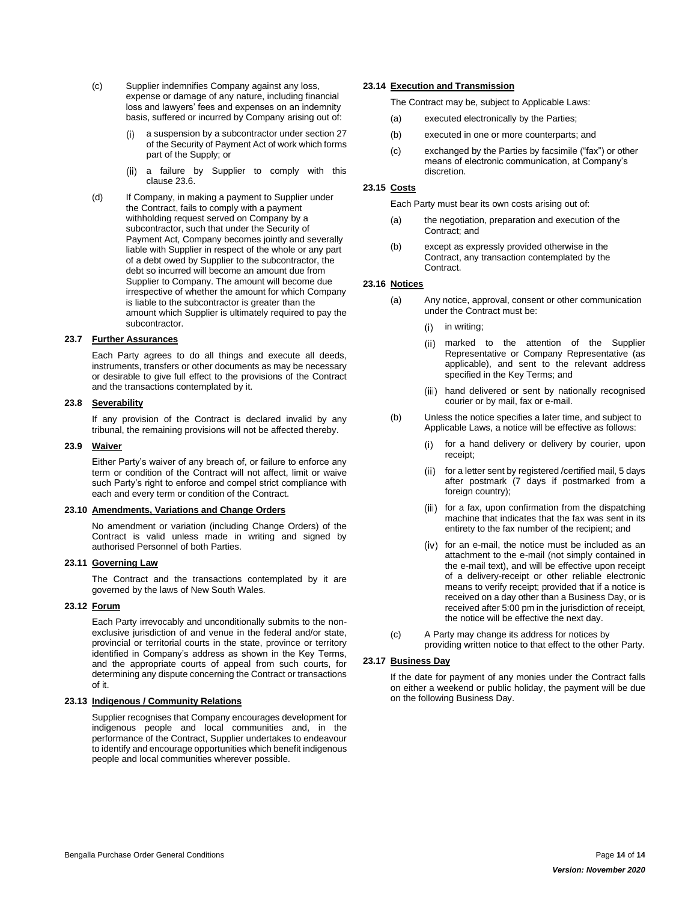(c) Supplier indemnifies Company against any loss, expense or damage of any nature, including financial loss and lawyers' fees and expenses on an indemnity basis, suffered or incurred by Company arising out of:

(i) a suspension by a subcontractor under section 27 of the Security of Payment Act of work which forms part of the Supply; or

(ii) a failure by Supplier to comply with this clause 23.6.

(d) If Company, in making a payment to Supplier under the Contract, fails to comply with a payment withholding request served on Company by a subcontractor, such that under the Security of Payment Act, Company becomes jointly and severally liable with Supplier in respect of the whole or any part of a debt owed by Supplier to the subcontractor, the debt so incurred will become an amount due from Supplier to Company. The amount will become due irrespective of whether the amount for which Company is liable to the subcontractor is greater than the amount which Supplier is ultimately required to pay the subcontractor.

**23.7 Further Assurances**

Each Party agrees to do all things and execute all deeds, instruments, transfers or other documents as may be necessary or desirable to give full effect to the provisions of the Contract and the transactions contemplated by it.

**23.8 Severability**

If any provision of the Contract is declared invalid by any tribunal, the remaining provisions will not be affected thereby.

**23.9 Waiver**

Either Party's waiver of any breach of, or failure to enforce any term or condition of the Contract will not affect, limit or waive such Party's right to enforce and compel strict compliance with each and every term or condition of the Contract.

**23.10 Amendments, Variations and Change Orders**

No amendment or variation (including Change Orders) of the Contract is valid unless made in writing and signed by authorised Personnel of both Parties.

**23.11 Governing Law**

The Contract and the transactions contemplated by it are governed by the laws of New South Wales.

**23.12 Forum**

Each Party irrevocably and unconditionally submits to the non-exclusive jurisdiction of and venue in the federal and/or state, provincial or territorial courts in the state, province or territory identified in Company's address as shown in the Key Terms, and the appropriate courts of appeal from such courts, for determining any dispute concerning the Contract or transactions of it.

**23.13 Indigenous / Community Relations**

Supplier recognises that Company encourages development for indigenous people and local communities and, in the performance of the Contract, Supplier undertakes to endeavour to identify and encourage opportunities which benefit indigenous people and local communities wherever possible.

**23.14 Execution and Transmission**

The Contract may be, subject to Applicable Laws:

(a) executed electronically by the Parties;

(b) executed in one or more counterparts; and

(c) exchanged by the Parties by facsimile ("fax") or other means of electronic communication, at Company's discretion.

**23.15 Costs**

Each Party must bear its own costs arising out of:

(a) the negotiation, preparation and execution of the Contract; and

(b) except as expressly provided otherwise in the Contract, any transaction contemplated by the Contract.

**23.16 Notices**

(a) Any notice, approval, consent or other communication under the Contract must be:

(i) in writing;

(ii) marked to the attention of the Supplier Representative or Company Representative (as applicable), and sent to the relevant address specified in the Key Terms; and

(iii) hand delivered or sent by nationally recognised courier or by mail, fax or e-mail.

(b) Unless the notice specifies a later time, and subject to Applicable Laws, a notice will be effective as follows:

(i) for a hand delivery or delivery by courier, upon receipt;

(ii) for a letter sent by registered /certified mail, 5 days after postmark (7 days if postmarked from a foreign country);

(iii) for a fax, upon confirmation from the dispatching machine that indicates that the fax was sent in its entirety to the fax number of the recipient; and

(iv) for an e-mail, the notice must be included as an attachment to the e-mail (not simply contained in the e-mail text), and will be effective upon receipt of a delivery-receipt or other reliable electronic means to verify receipt; provided that if a notice is received on a day other than a Business Day, or is received after 5:00 pm in the jurisdiction of receipt, the notice will be effective the next day.

(c) A Party may change its address for notices by providing written notice to that effect to the other Party.

**23.17 Business Day**

If the date for payment of any monies under the Contract falls on either a weekend or public holiday, the payment will be due on the following Business Day.